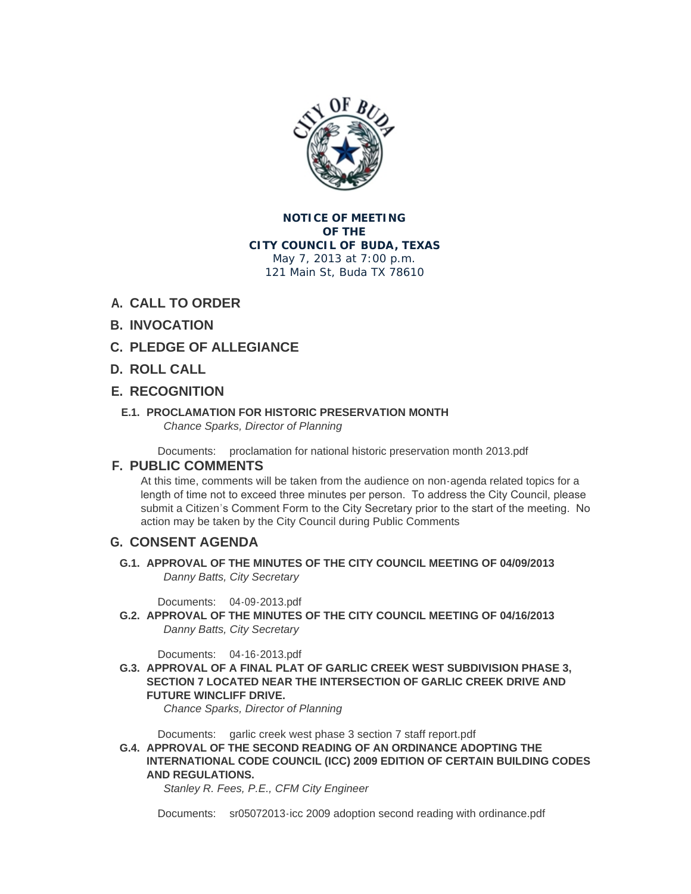**NOTICE OF MEETING**
**OF THE**
**CITY COUNCIL OF BUDA, TEXAS**
May 7, 2013 at 7:00 p.m.
121 Main St, Buda TX 78610

## A. CALL TO ORDER

## B. INVOCATION

## C. PLEDGE OF ALLEGIANCE

## D. ROLL CALL

## E. RECOGNITION

### E.1. PROCLAMATION FOR HISTORIC PRESERVATION MONTH

*Chance Sparks, Director of Planning*

Documents: proclamation for national historic preservation month 2013.pdf

## F. PUBLIC COMMENTS

At this time, comments will be taken from the audience on non-agenda related topics for a length of time not to exceed three minutes per person. To address the City Council, please submit a Citizen's Comment Form to the City Secretary prior to the start of the meeting. No action may be taken by the City Council during Public Comments

## G. CONSENT AGENDA

### G.1. APPROVAL OF THE MINUTES OF THE CITY COUNCIL MEETING OF 04/09/2013

*Danny Batts, City Secretary*

Documents: 04-09-2013.pdf

### G.2. APPROVAL OF THE MINUTES OF THE CITY COUNCIL MEETING OF 04/16/2013

*Danny Batts, City Secretary*

Documents: 04-16-2013.pdf

### G.3. APPROVAL OF A FINAL PLAT OF GARLIC CREEK WEST SUBDIVISION PHASE 3, SECTION 7 LOCATED NEAR THE INTERSECTION OF GARLIC CREEK DRIVE AND FUTURE WINCLIFF DRIVE.

*Chance Sparks, Director of Planning*

Documents: garlic creek west phase 3 section 7 staff report.pdf

### G.4. APPROVAL OF THE SECOND READING OF AN ORDINANCE ADOPTING THE INTERNATIONAL CODE COUNCIL (ICC) 2009 EDITION OF CERTAIN BUILDING CODES AND REGULATIONS.

*Stanley R. Fees, P.E., CFM City Engineer*

Documents: sr05072013-icc 2009 adoption second reading with ordinance.pdf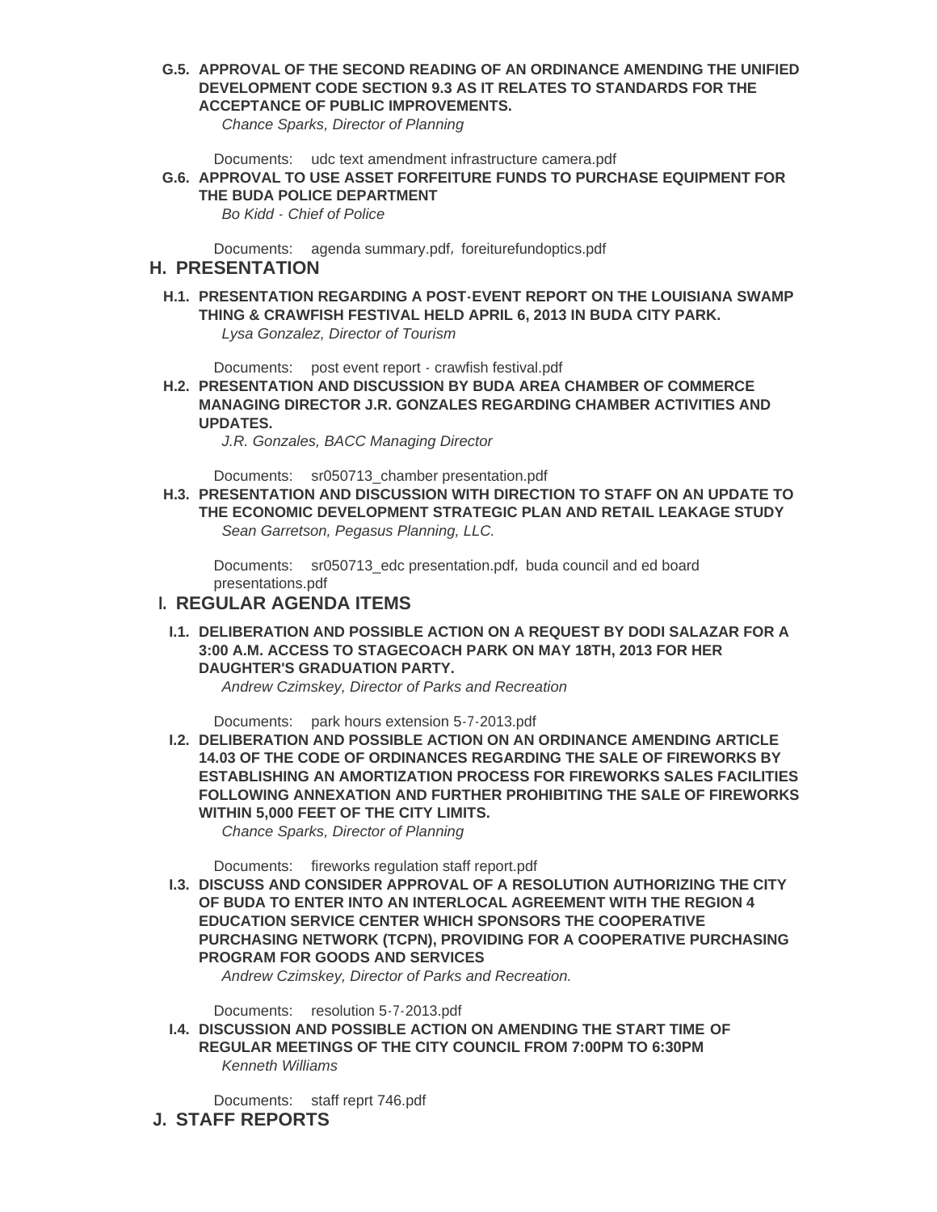**G.5. APPROVAL OF THE SECOND READING OF AN ORDINANCE AMENDING THE UNIFIED DEVELOPMENT CODE SECTION 9.3 AS IT RELATES TO STANDARDS FOR THE ACCEPTANCE OF PUBLIC IMPROVEMENTS.**

*Chance Sparks, Director of Planning*

Documents: udc text amendment infrastructure camera.pdf

**G.6. APPROVAL TO USE ASSET FORFEITURE FUNDS TO PURCHASE EQUIPMENT FOR THE BUDA POLICE DEPARTMENT**

*Bo Kidd - Chief of Police*

Documents: agenda summary.pdf, foreiturefundoptics.pdf

## H. PRESENTATION

**H.1. PRESENTATION REGARDING A POST-EVENT REPORT ON THE LOUISIANA SWAMP THING & CRAWFISH FESTIVAL HELD APRIL 6, 2013 IN BUDA CITY PARK.**

*Lysa Gonzalez, Director of Tourism*

Documents: post event report - crawfish festival.pdf

**H.2. PRESENTATION AND DISCUSSION BY BUDA AREA CHAMBER OF COMMERCE MANAGING DIRECTOR J.R. GONZALES REGARDING CHAMBER ACTIVITIES AND UPDATES.**

*J.R. Gonzales, BACC Managing Director*

Documents: sr050713_chamber presentation.pdf

**H.3. PRESENTATION AND DISCUSSION WITH DIRECTION TO STAFF ON AN UPDATE TO THE ECONOMIC DEVELOPMENT STRATEGIC PLAN AND RETAIL LEAKAGE STUDY**

*Sean Garretson, Pegasus Planning, LLC.*

Documents: sr050713_edc presentation.pdf, buda council and ed board presentations.pdf

## I. REGULAR AGENDA ITEMS

**I.1. DELIBERATION AND POSSIBLE ACTION ON A REQUEST BY DODI SALAZAR FOR A 3:00 A.M. ACCESS TO STAGECOACH PARK ON MAY 18TH, 2013 FOR HER DAUGHTER'S GRADUATION PARTY.**

*Andrew Czimskey, Director of Parks and Recreation*

Documents: park hours extension 5-7-2013.pdf

**I.2. DELIBERATION AND POSSIBLE ACTION ON AN ORDINANCE AMENDING ARTICLE 14.03 OF THE CODE OF ORDINANCES REGARDING THE SALE OF FIREWORKS BY ESTABLISHING AN AMORTIZATION PROCESS FOR FIREWORKS SALES FACILITIES FOLLOWING ANNEXATION AND FURTHER PROHIBITING THE SALE OF FIREWORKS WITHIN 5,000 FEET OF THE CITY LIMITS.**

*Chance Sparks, Director of Planning*

Documents: fireworks regulation staff report.pdf

**I.3. DISCUSS AND CONSIDER APPROVAL OF A RESOLUTION AUTHORIZING THE CITY OF BUDA TO ENTER INTO AN INTERLOCAL AGREEMENT WITH THE REGION 4 EDUCATION SERVICE CENTER WHICH SPONSORS THE COOPERATIVE PURCHASING NETWORK (TCPN), PROVIDING FOR A COOPERATIVE PURCHASING PROGRAM FOR GOODS AND SERVICES**

*Andrew Czimskey, Director of Parks and Recreation.*

Documents: resolution 5-7-2013.pdf

**I.4. DISCUSSION AND POSSIBLE ACTION ON AMENDING THE START TIME OF REGULAR MEETINGS OF THE CITY COUNCIL FROM 7:00PM TO 6:30PM**

*Kenneth Williams*

Documents: staff reprt 746.pdf

## J. STAFF REPORTS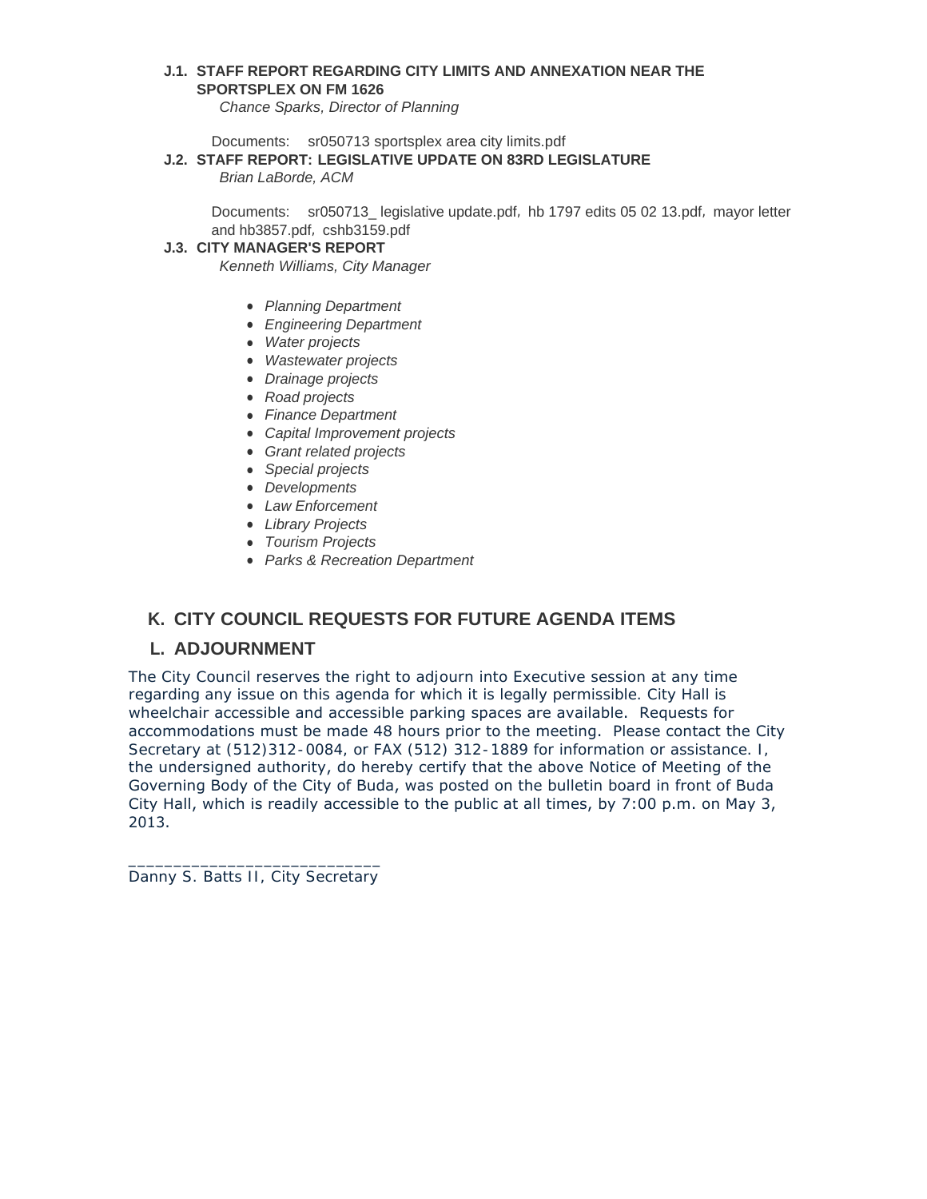**J.1. STAFF REPORT REGARDING CITY LIMITS AND ANNEXATION NEAR THE SPORTSPLEX ON FM 1626**

*Chance Sparks, Director of Planning*

Documents: sr050713 sportsplex area city limits.pdf

**J.2. STAFF REPORT: LEGISLATIVE UPDATE ON 83RD LEGISLATURE**

*Brian LaBorde, ACM*

Documents: sr050713_ legislative update.pdf, hb 1797 edits 05 02 13.pdf, mayor letter and hb3857.pdf, cshb3159.pdf

**J.3. CITY MANAGER'S REPORT**

*Kenneth Williams, City Manager*

- *Planning Department*
- *Engineering Department*
- *Water projects*
- *Wastewater projects*
- *Drainage projects*
- *Road projects*
- *Finance Department*
- *Capital Improvement projects*
- *Grant related projects*
- *Special projects*
- *Developments*
- *Law Enforcement*
- *Library Projects*
- *Tourism Projects*
- *Parks & Recreation Department*

## K. CITY COUNCIL REQUESTS FOR FUTURE AGENDA ITEMS

## L. ADJOURNMENT

The City Council reserves the right to adjourn into Executive session at any time regarding any issue on this agenda for which it is legally permissible. City Hall is wheelchair accessible and accessible parking spaces are available. Requests for accommodations must be made 48 hours prior to the meeting. Please contact the City Secretary at (512)312-0084, or FAX (512) 312-1889 for information or assistance. I, the undersigned authority, do hereby certify that the above Notice of Meeting of the Governing Body of the City of Buda, was posted on the bulletin board in front of Buda City Hall, which is readily accessible to the public at all times, by 7:00 p.m. on May 3, 2013.

___________________________
Danny S. Batts II, City Secretary